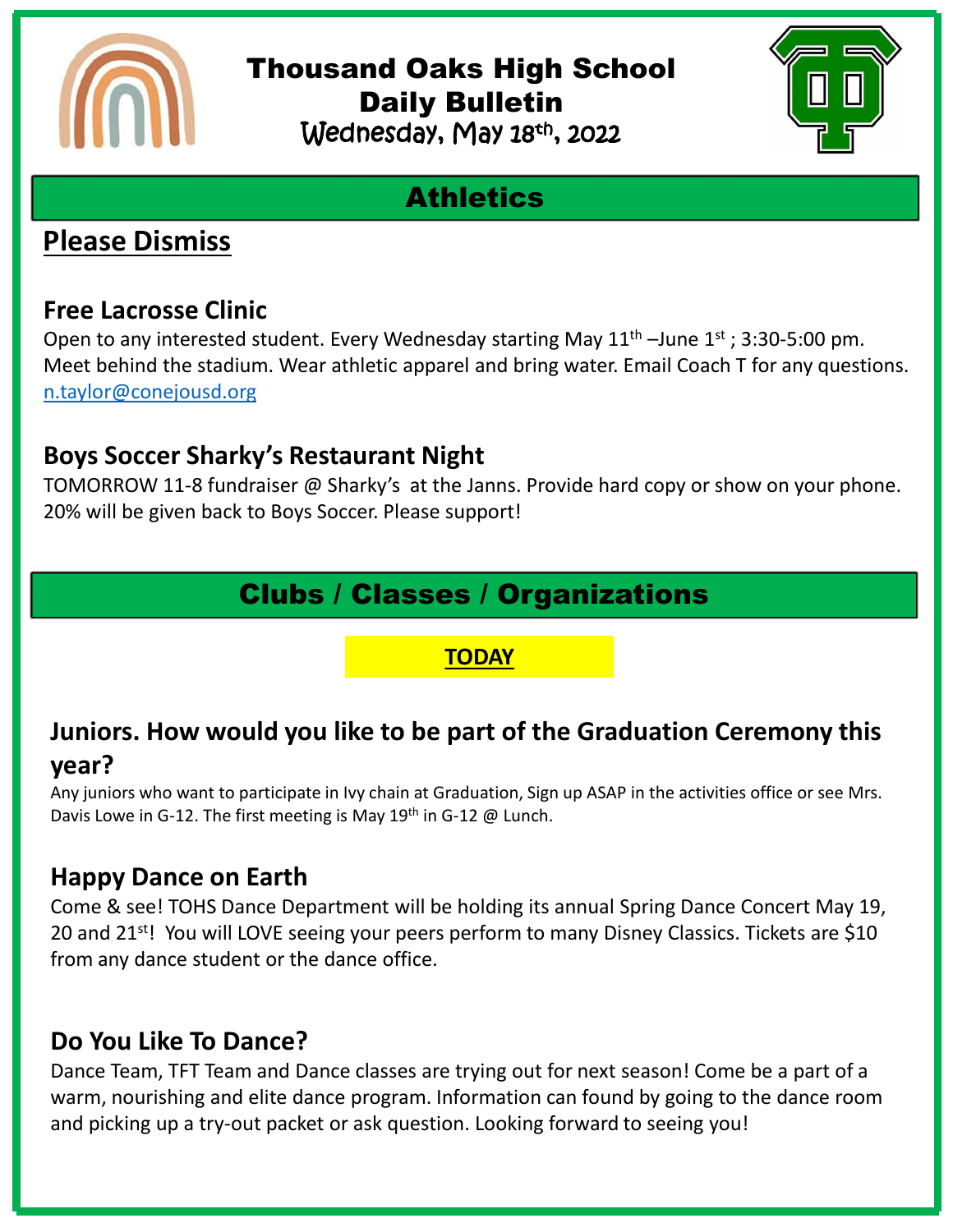# Thousand Oaks High School Daily Bulletin

Wednesday, May 18th, 2022

## Athletics

### Please Dismiss

### Free Lacrosse Clinic

Open to any interested student. Every Wednesday starting May 11th –June 1st ; 3:30-5:00 pm. Meet behind the stadium. Wear athletic apparel and bring water. Email Coach T for any questions. n.taylor@conejousd.org

### Boys Soccer Sharky's Restaurant Night

TOMORROW 11-8 fundraiser @ Sharky's at the Janns. Provide hard copy or show on your phone. 20% will be given back to Boys Soccer. Please support!

## Clubs / Classes / Organizations

**TODAY**

### Juniors. How would you like to be part of the Graduation Ceremony this year?

Any juniors who want to participate in Ivy chain at Graduation, Sign up ASAP in the activities office or see Mrs. Davis Lowe in G-12. The first meeting is May 19th in G-12 @ Lunch.

### Happy Dance on Earth

Come & see! TOHS Dance Department will be holding its annual Spring Dance Concert May 19, 20 and 21st! You will LOVE seeing your peers perform to many Disney Classics. Tickets are $10 from any dance student or the dance office.

### Do You Like To Dance?

Dance Team, TFT Team and Dance classes are trying out for next season! Come be a part of a warm, nourishing and elite dance program. Information can found by going to the dance room and picking up a try-out packet or ask question. Looking forward to seeing you!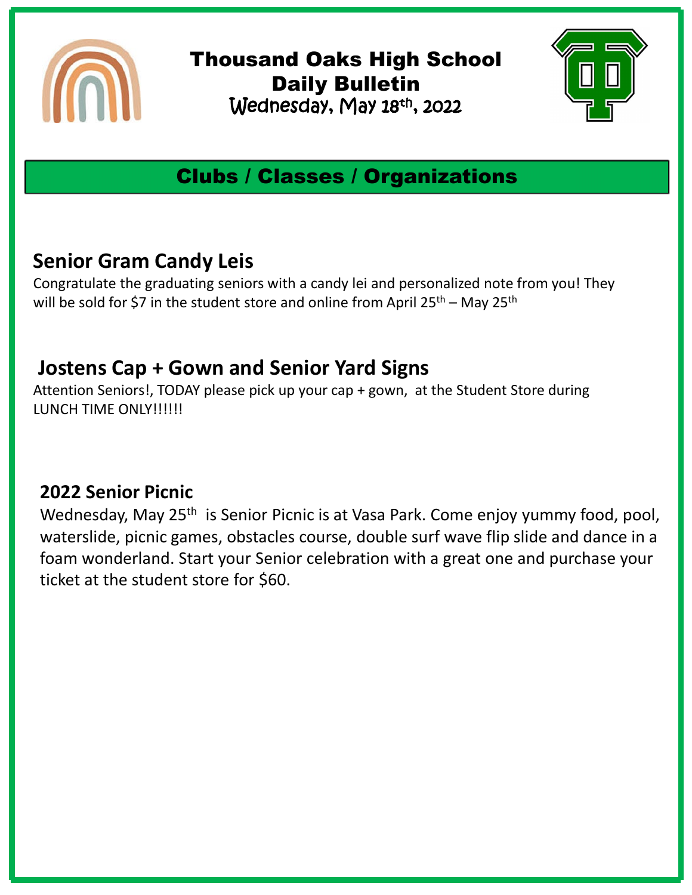# Thousand Oaks High School Daily Bulletin

Wednesday, May 18th, 2022

## Clubs / Classes / Organizations

### Senior Gram Candy Leis

Congratulate the graduating seniors with a candy lei and personalized note from you! They will be sold for $7 in the student store and online from April 25th – May 25th

### Jostens Cap + Gown and Senior Yard Signs

Attention Seniors!, TODAY please pick up your cap + gown, at the Student Store during LUNCH TIME ONLY!!!!!!

### 2022 Senior Picnic

Wednesday, May 25th is Senior Picnic is at Vasa Park. Come enjoy yummy food, pool, waterslide, picnic games, obstacles course, double surf wave flip slide and dance in a foam wonderland. Start your Senior celebration with a great one and purchase your ticket at the student store for $60.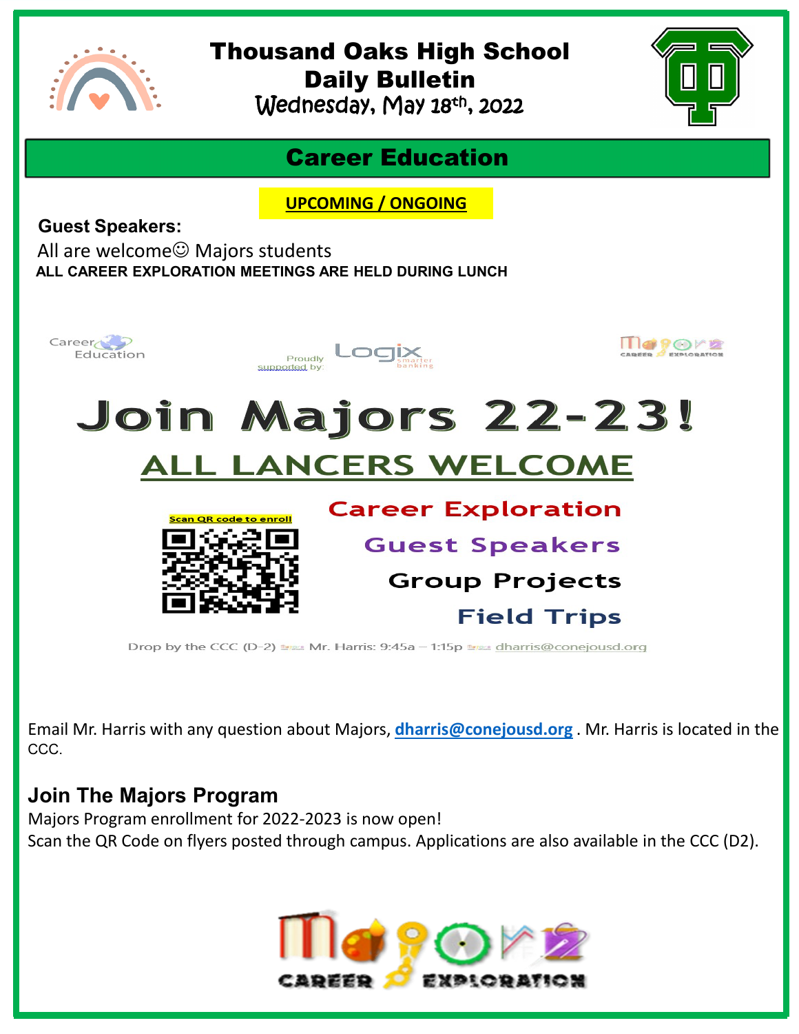# Thousand Oaks High School
## Daily Bulletin
Wednesday, May 18th, 2022

## Career Education

**UPCOMING / ONGOING**

**Guest Speakers:**

All are welcome☺ Majors students

**ALL CAREER EXPLORATION MEETINGS ARE HELD DURING LUNCH**

Career Education

Proudly supported by: Logix smarter banking

Majors CAREER EXPLORATION

# Join Majors 22-23!

## ALL LANCERS WELCOME

Scan QR code to enroll

Career Exploration

Guest Speakers

Group Projects

Field Trips

Drop by the CCC (D-2) Mr. Harris: 9:45a – 1:15p dharris@conejousd.org

Email Mr. Harris with any question about Majors, **dharris@conejousd.org** . Mr. Harris is located in the CCC.

### Join The Majors Program

Majors Program enrollment for 2022-2023 is now open!

Scan the QR Code on flyers posted through campus. Applications are also available in the CCC (D2).

Majors CAREER EXPLORATION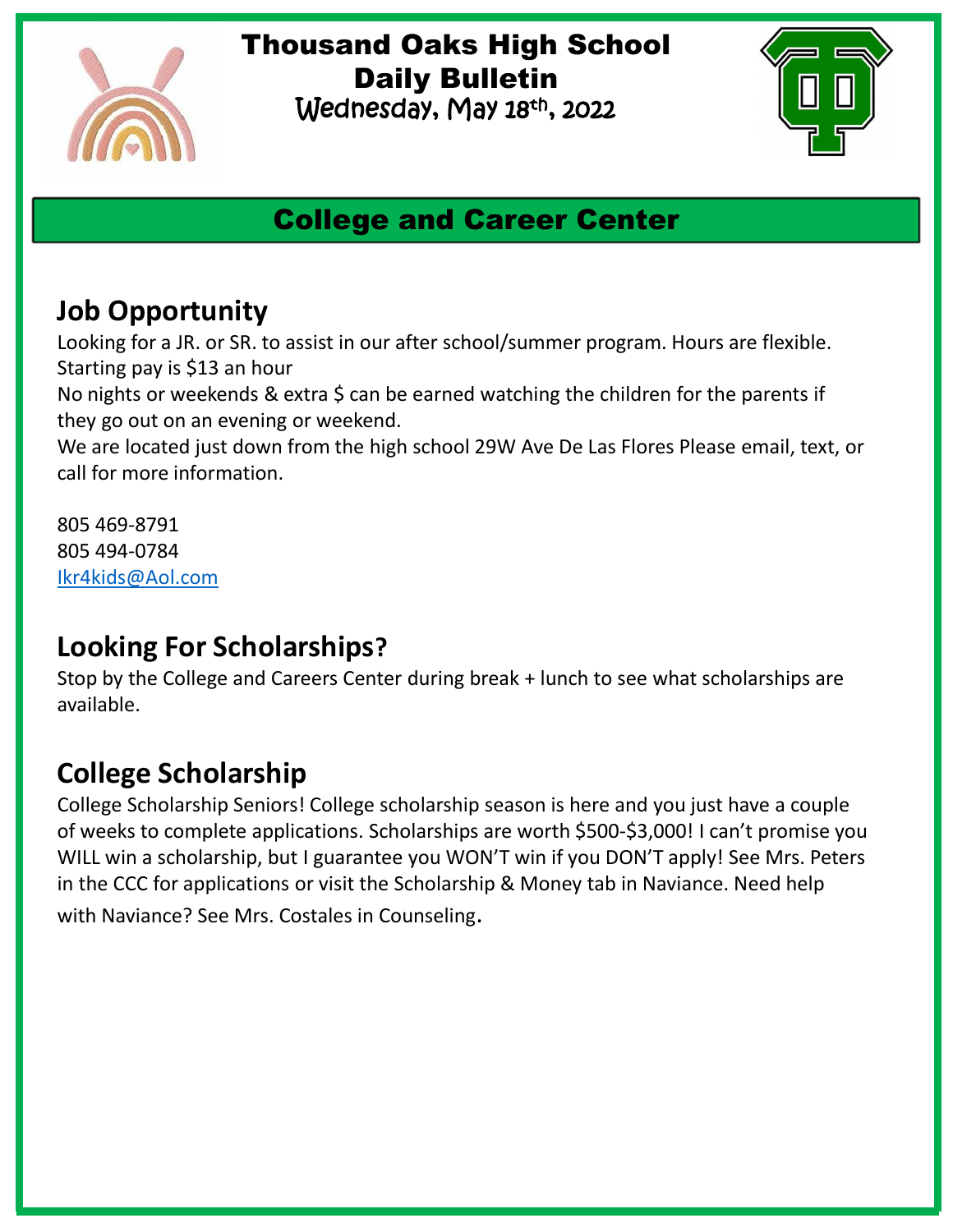# Thousand Oaks High School
# Daily Bulletin

Wednesday, May 18th, 2022

## College and Career Center

### Job Opportunity

Looking for a JR. or SR. to assist in our after school/summer program. Hours are flexible. Starting pay is $13 an hour

No nights or weekends & extra $ can be earned watching the children for the parents if they go out on an evening or weekend.

We are located just down from the high school 29W Ave De Las Flores Please email, text, or call for more information.

805 469-8791
805 494-0784
Ikr4kids@Aol.com

### Looking For Scholarships?

Stop by the College and Careers Center during break + lunch to see what scholarships are available.

### College Scholarship

College Scholarship Seniors! College scholarship season is here and you just have a couple of weeks to complete applications. Scholarships are worth $500-$3,000! I can't promise you WILL win a scholarship, but I guarantee you WON'T win if you DON'T apply! See Mrs. Peters in the CCC for applications or visit the Scholarship & Money tab in Naviance. Need help with Naviance? See Mrs. Costales in Counseling.